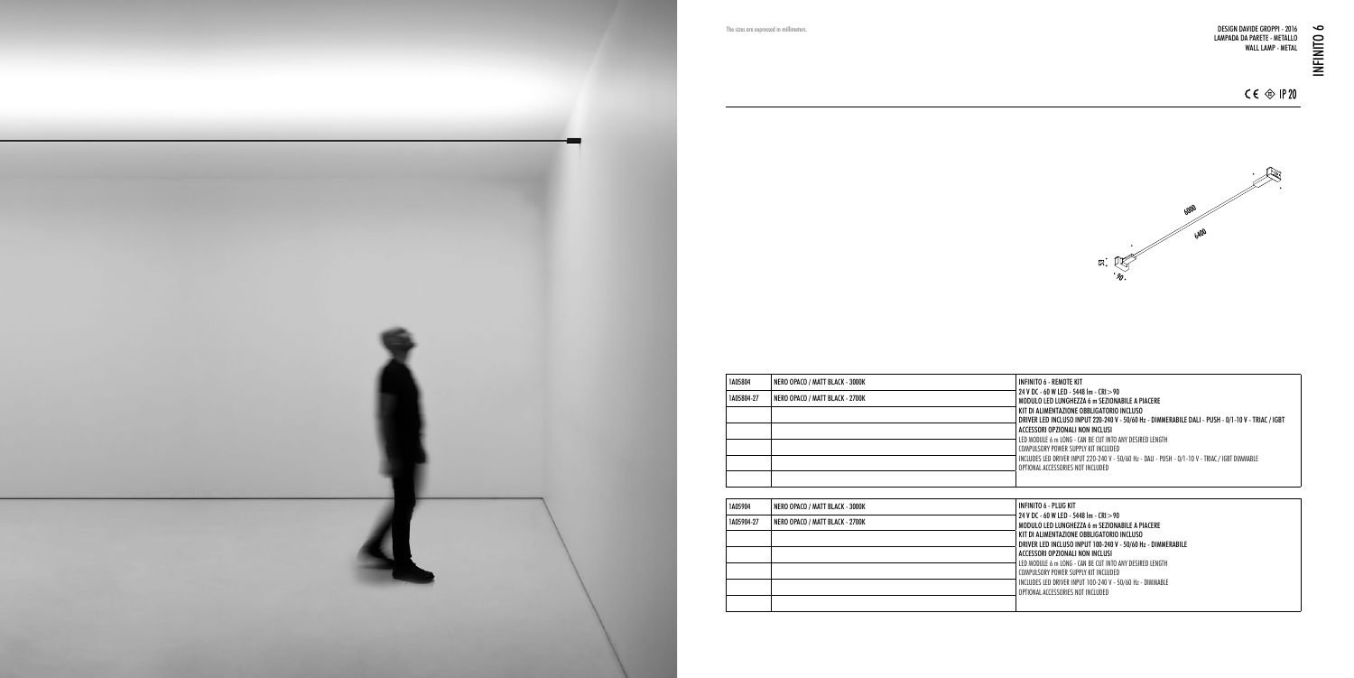The sizes are expressed in millimeters.

DESIGN DAVIDE GROPPI - 2016
LAMPADA DA PARETE - METALLO
WALL LAMP - METAL

# INFINITO 6

CE IP 20

6000
6400
53
90

| 1A05804 | NERO OPACO / MATT BLACK - 3000K | INFINITO 6 - REMOTE KIT<br>24 V DC - 60 W LED - 5448 lm - CRI > 90<br>MODULO LED LUNGHEZZA 6 m SEZIONABILE A PIACERE<br>KIT DI ALIMENTAZIONE OBBLIGATORIO INCLUSO<br>DRIVER LED INCLUSO INPUT 220-240 V - 50/60 Hz - DIMMERABILE DALI - PUSH - 0/1-10 V - TRIAC / IGBT<br>ACCESSORI OPZIONALI NON INCLUSI<br>LED MODULE 6 m LONG - CAN BE CUT INTO ANY DESIRED LENGTH<br>COMPULSORY POWER SUPPLY KIT INCLUDED<br>INCLUDES LED DRIVER INPUT 220-240 V - 50/60 Hz - DALI - PUSH - 0/1-10 V - TRIAC / IGBT DIMMABLE<br>OPTIONAL ACCESSORIES NOT INCLUDED |
|---|---|---|
| 1A05804-27 | NERO OPACO / MATT BLACK - 2700K | |

| 1A05904 | NERO OPACO / MATT BLACK - 3000K | INFINITO 6 - PLUG KIT<br>24 V DC - 60 W LED - 5448 lm - CRI > 90<br>MODULO LED LUNGHEZZA 6 m SEZIONABILE A PIACERE<br>KIT DI ALIMENTAZIONE OBBLIGATORIO INCLUSO<br>DRIVER LED INCLUSO INPUT 100-240 V - 50/60 Hz - DIMMERABILE<br>ACCESSORI OPZIONALI NON INCLUSI<br>LED MODULE 6 m LONG - CAN BE CUT INTO ANY DESIRED LENGTH<br>COMPULSORY POWER SUPPLY KIT INCLUDED<br>INCLUDES LED DRIVER INPUT 100-240 V - 50/60 Hz - DIMMABLE<br>OPTIONAL ACCESSORIES NOT INCLUDED |
|---|---|---|
| 1A05904-27 | NERO OPACO / MATT BLACK - 2700K | |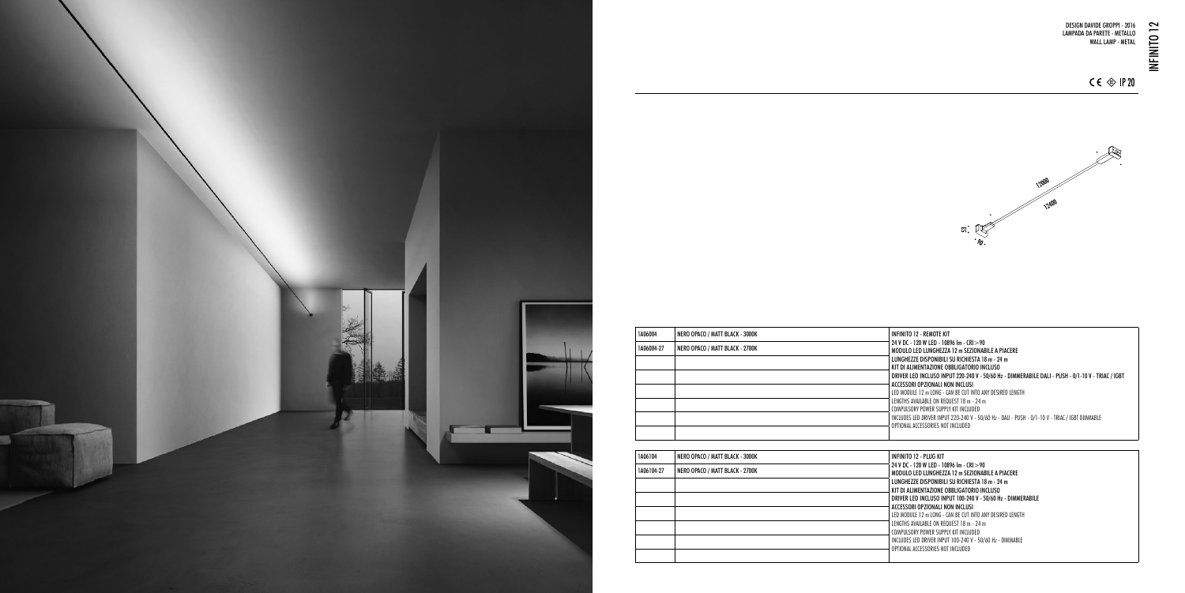# INFINITO 12

DESIGN DAVIDE GROPPI - 2016
LAMPADA DA PARETE - METALLO
WALL LAMP - METAL

CE IP 20

| 1A06004 | NERO OPACO / MATT BLACK - 3000K | INFINITO 12 - REMOTE KIT<br>24 V DC - 120 W LED - 10896 lm - CRI > 90<br>MODULO LED LUNGHEZZA 12 m SEZIONABILE A PIACERE<br>LUNGHEZZE DISPONIBILI SU RICHIESTA 18 m - 24 m<br>KIT DI ALIMENTAZIONE OBBLIGATORIO INCLUSO<br>DRIVER LED INCLUSO INPUT 220-240 V - 50/60 Hz - DIMMERABILE DALI - PUSH - 0/1-10 V - TRIAC / IGBT<br>ACCESSORI OPZIONALI NON INCLUSI<br>LED MODULE 12 m LONG - CAN BE CUT INTO ANY DESIRED LENGTH<br>LENGTHS AVAILABLE ON REQUEST 18 m - 24 m<br>COMPULSORY POWER SUPPLY KIT INCLUDED<br>INCLUDES LED DRIVER INPUT 220-240 V - 50/60 Hz - DALI - PUSH - 0/1-10 V - TRIAC / IGBT DIMMABLE<br>OPTIONAL ACCESSORIES NOT INCLUDED |
|---|---|---|
| 1A06004-27 | NERO OPACO / MATT BLACK - 2700K | |

| 1A06104 | NERO OPACO / MATT BLACK - 3000K | INFINITO 12 - PLUG KIT<br>24 V DC - 120 W LED - 10896 lm - CRI > 90<br>MODULO LED LUNGHEZZA 12 m SEZIONABILE A PIACERE<br>LUNGHEZZE DISPONIBILI SU RICHIESTA 18 m - 24 m<br>KIT DI ALIMENTAZIONE OBBLIGATORIO INCLUSO<br>DRIVER LED INCLUSO INPUT 100-240 V - 50/60 Hz - DIMMERABILE<br>ACCESSORI OPZIONALI NON INCLUSI<br>LED MODULE 12 m LONG - CAN BE CUT INTO ANY DESIRED LENGTH<br>LENGTHS AVAILABLE ON REQUEST 18 m - 24 m<br>COMPULSORY POWER SUPPLY KIT INCLUDED<br>INCLUDES LED DRIVER INPUT 100-240 V - 50/60 Hz - DIMMABLE<br>OPTIONAL ACCESSORIES NOT INCLUDED |
|---|---|---|
| 1A06104-27 | NERO OPACO / MATT BLACK - 2700K | |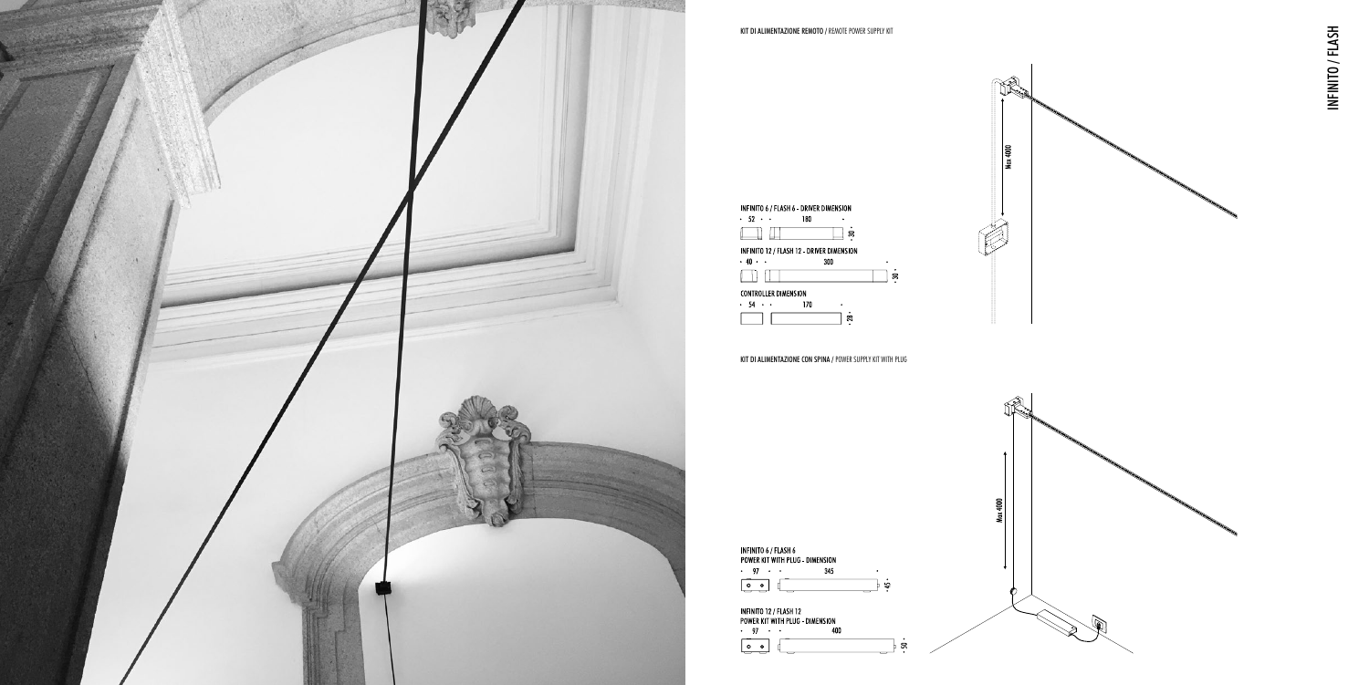## KIT DI ALIMENTAZIONE REMOTO / REMOTE POWER SUPPLY KIT

INFINITO 6 / FLASH 6 - DRIVER DIMENSION

52 · 180 · 30

INFINITO 12 / FLASH 12 - DRIVER DIMENSION

40 · 300 · 30

CONTROLLER DIMENSION

54 · 170 · 28

Max 4000

## KIT DI ALIMENTAZIONE CON SPINA / POWER SUPPLY KIT WITH PLUG

INFINITO 6 / FLASH 6
POWER KIT WITH PLUG - DIMENSION

97 · 345 · 45

INFINITO 12 / FLASH 12
POWER KIT WITH PLUG - DIMENSION

97 · 400 · 50

Max 4000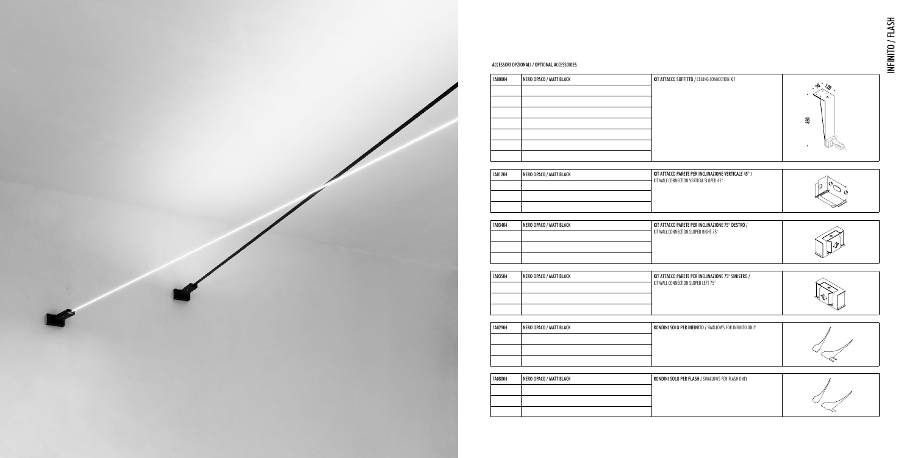ACCESSORI OPZIONALI / OPTIONAL ACCESSORIES

| | | | |
|---|---|---|---|
| 1A00804 | NERO OPACO / MATT BLACK | **KIT ATTACCO SOFFITTO** / CEILING CONNECTION KIT | |

| | | | |
|---|---|---|---|
| 1A01204 | NERO OPACO / MATT BLACK | **KIT ATTACCO PARETE PER INCLINAZIONE VERTICALE 45°** / KIT WALL CONNECTION VERTICAL SLOPED 45° | |

| | | | |
|---|---|---|---|
| 1A03404 | NERO OPACO / MATT BLACK | **KIT ATTACCO PARETE PER INCLINAZIONE 75° DESTRO** / KIT WALL CONNECTION SLOPED RIGHT 75° | |

| | | | |
|---|---|---|---|
| 1A03504 | NERO OPACO / MATT BLACK | **KIT ATTACCO PARETE PER INCLINAZIONE 75° SINISTRO** / KIT WALL CONNECTION SLOPED LEFT 75° | |

| | | | |
|---|---|---|---|
| 1A02904 | NERO OPACO / MATT BLACK | **RONDINI SOLO PER INFINITO** / SWALLOWS FOR INFINITO ONLY | |

| | | | |
|---|---|---|---|
| 1A08004 | NERO OPACO / MATT BLACK | **RONDINI SOLO PER FLASH** / SWALLOWS FOR FLASH ONLY | |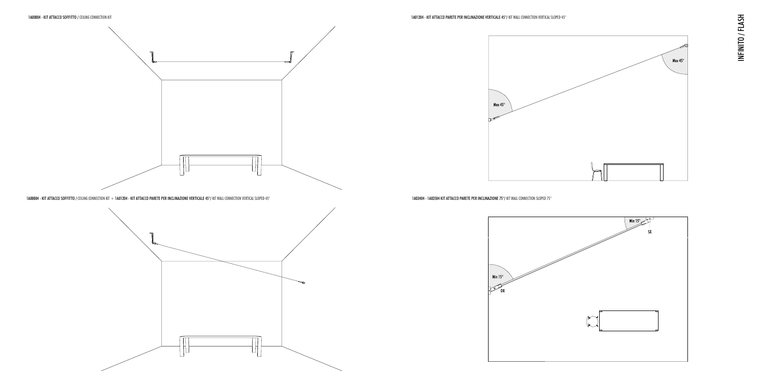**1A00804 - KIT ATTACCO SOFFITTO /** CEILING CONNECTION KIT

**1A00804 - KIT ATTACCO SOFFITTO /** CEILING CONNECTION KIT + **1A01204 - KIT ATTACCO PARETE PER INCLINAZIONE VERTICALE 45°/** KIT WALL CONNECTION VERTICAL SLOPED 45°

**1A01204 - KIT ATTACCO PARETE PER INCLINAZIONE VERTICALE 45°/** KIT WALL CONNECTION VERTICAL SLOPED 45°

Max 45°

Max 45°

**1A03404 - 1A03504 KIT ATTACCO PARETE PER INCLINAZIONE 75°/** KIT WALL CONNECTION SLOPED 75°

Min 15°

SX

Min 15°

DX